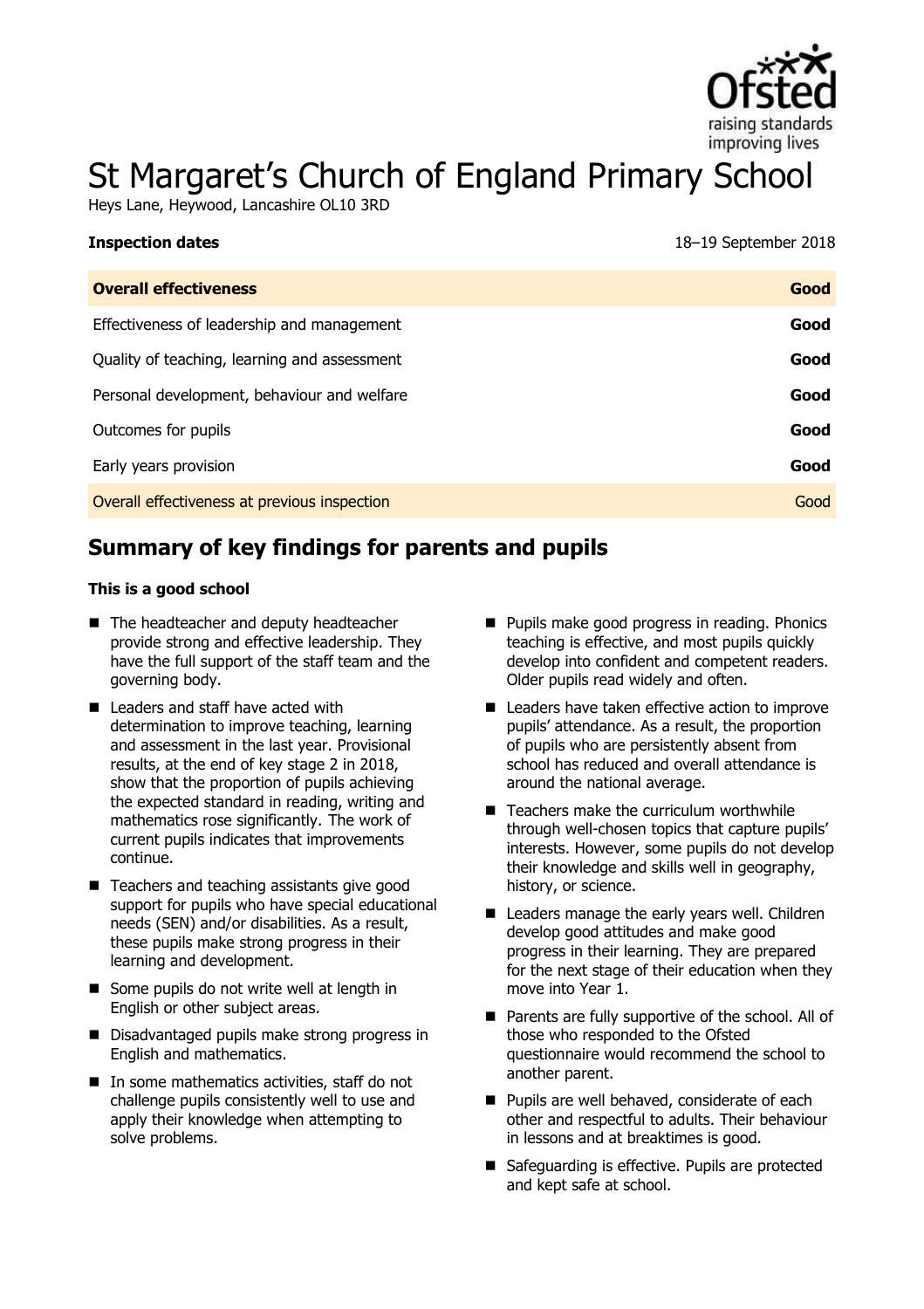# St Margaret's Church of England Primary School

Heys Lane, Heywood, Lancashire OL10 3RD

| **Inspection dates** | 18–19 September 2018 |
| --- | --- |
| **Overall effectiveness** | **Good** |
| Effectiveness of leadership and management | **Good** |
| Quality of teaching, learning and assessment | **Good** |
| Personal development, behaviour and welfare | **Good** |
| Outcomes for pupils | **Good** |
| Early years provision | **Good** |
| Overall effectiveness at previous inspection | Good |

## Summary of key findings for parents and pupils

**This is a good school**

- The headteacher and deputy headteacher provide strong and effective leadership. They have the full support of the staff team and the governing body.
- Leaders and staff have acted with determination to improve teaching, learning and assessment in the last year. Provisional results, at the end of key stage 2 in 2018, show that the proportion of pupils achieving the expected standard in reading, writing and mathematics rose significantly. The work of current pupils indicates that improvements continue.
- Teachers and teaching assistants give good support for pupils who have special educational needs (SEN) and/or disabilities. As a result, these pupils make strong progress in their learning and development.
- Some pupils do not write well at length in English or other subject areas.
- Disadvantaged pupils make strong progress in English and mathematics.
- In some mathematics activities, staff do not challenge pupils consistently well to use and apply their knowledge when attempting to solve problems.
- Pupils make good progress in reading. Phonics teaching is effective, and most pupils quickly develop into confident and competent readers. Older pupils read widely and often.
- Leaders have taken effective action to improve pupils' attendance. As a result, the proportion of pupils who are persistently absent from school has reduced and overall attendance is around the national average.
- Teachers make the curriculum worthwhile through well-chosen topics that capture pupils' interests. However, some pupils do not develop their knowledge and skills well in geography, history, or science.
- Leaders manage the early years well. Children develop good attitudes and make good progress in their learning. They are prepared for the next stage of their education when they move into Year 1.
- Parents are fully supportive of the school. All of those who responded to the Ofsted questionnaire would recommend the school to another parent.
- Pupils are well behaved, considerate of each other and respectful to adults. Their behaviour in lessons and at breaktimes is good.
- Safeguarding is effective. Pupils are protected and kept safe at school.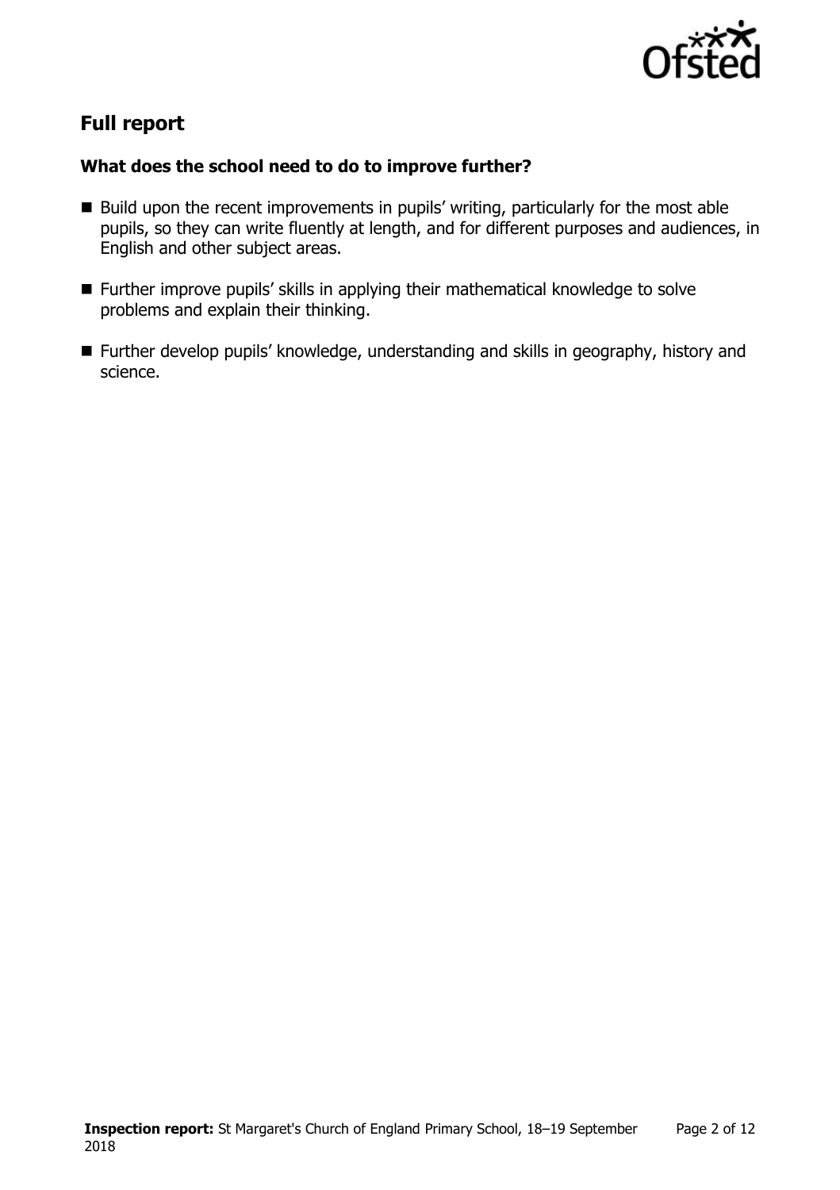## Full report

### What does the school need to do to improve further?

- Build upon the recent improvements in pupils' writing, particularly for the most able pupils, so they can write fluently at length, and for different purposes and audiences, in English and other subject areas.
- Further improve pupils' skills in applying their mathematical knowledge to solve problems and explain their thinking.
- Further develop pupils' knowledge, understanding and skills in geography, history and science.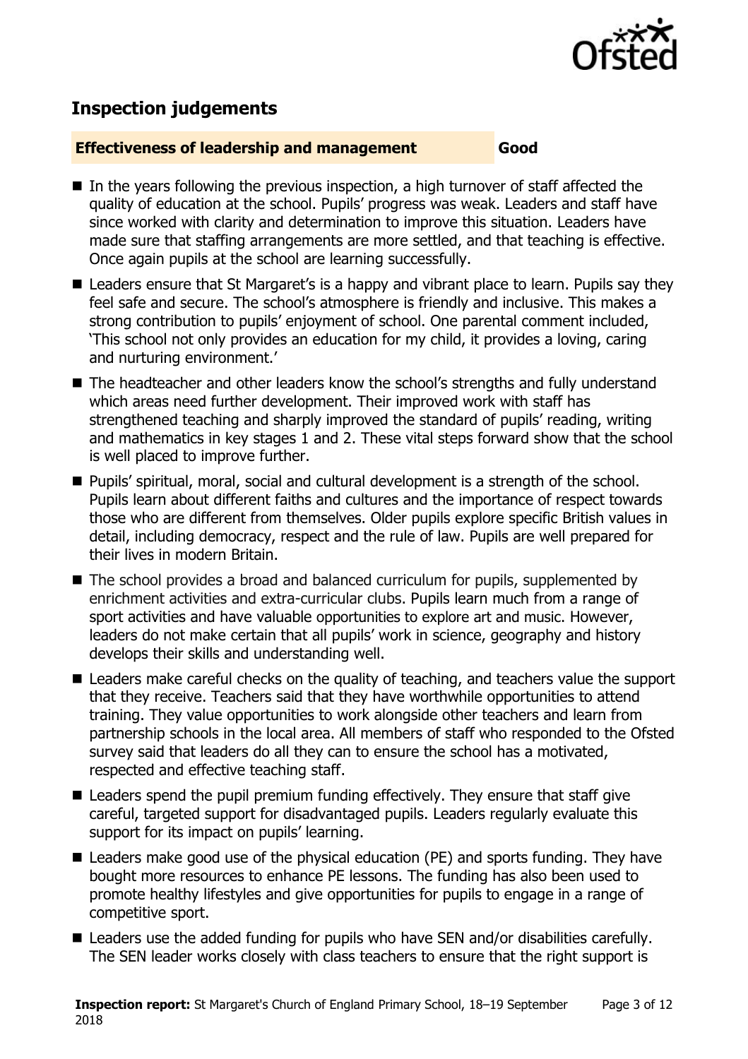## Inspection judgements

**Effectiveness of leadership and management** **Good**

- In the years following the previous inspection, a high turnover of staff affected the quality of education at the school. Pupils' progress was weak. Leaders and staff have since worked with clarity and determination to improve this situation. Leaders have made sure that staffing arrangements are more settled, and that teaching is effective. Once again pupils at the school are learning successfully.
- Leaders ensure that St Margaret's is a happy and vibrant place to learn. Pupils say they feel safe and secure. The school's atmosphere is friendly and inclusive. This makes a strong contribution to pupils' enjoyment of school. One parental comment included, 'This school not only provides an education for my child, it provides a loving, caring and nurturing environment.'
- The headteacher and other leaders know the school's strengths and fully understand which areas need further development. Their improved work with staff has strengthened teaching and sharply improved the standard of pupils' reading, writing and mathematics in key stages 1 and 2. These vital steps forward show that the school is well placed to improve further.
- Pupils' spiritual, moral, social and cultural development is a strength of the school. Pupils learn about different faiths and cultures and the importance of respect towards those who are different from themselves. Older pupils explore specific British values in detail, including democracy, respect and the rule of law. Pupils are well prepared for their lives in modern Britain.
- The school provides a broad and balanced curriculum for pupils, supplemented by enrichment activities and extra-curricular clubs. Pupils learn much from a range of sport activities and have valuable opportunities to explore art and music. However, leaders do not make certain that all pupils' work in science, geography and history develops their skills and understanding well.
- Leaders make careful checks on the quality of teaching, and teachers value the support that they receive. Teachers said that they have worthwhile opportunities to attend training. They value opportunities to work alongside other teachers and learn from partnership schools in the local area. All members of staff who responded to the Ofsted survey said that leaders do all they can to ensure the school has a motivated, respected and effective teaching staff.
- Leaders spend the pupil premium funding effectively. They ensure that staff give careful, targeted support for disadvantaged pupils. Leaders regularly evaluate this support for its impact on pupils' learning.
- Leaders make good use of the physical education (PE) and sports funding. They have bought more resources to enhance PE lessons. The funding has also been used to promote healthy lifestyles and give opportunities for pupils to engage in a range of competitive sport.
- Leaders use the added funding for pupils who have SEN and/or disabilities carefully. The SEN leader works closely with class teachers to ensure that the right support is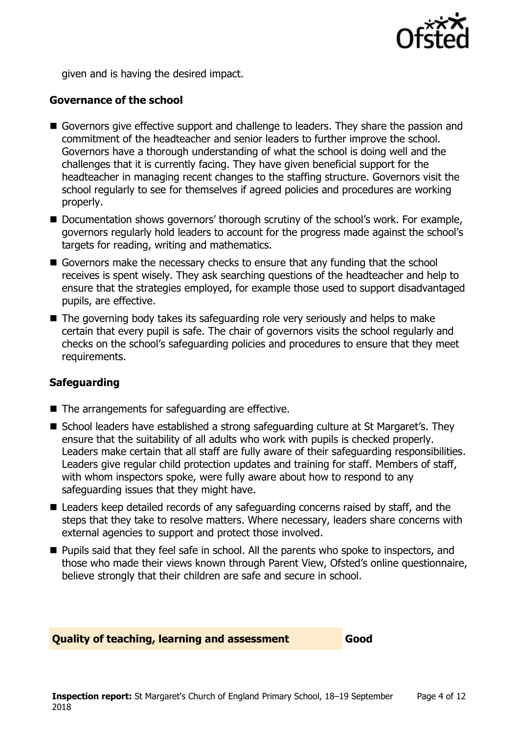given and is having the desired impact.

### Governance of the school

- Governors give effective support and challenge to leaders. They share the passion and commitment of the headteacher and senior leaders to further improve the school. Governors have a thorough understanding of what the school is doing well and the challenges that it is currently facing. They have given beneficial support for the headteacher in managing recent changes to the staffing structure. Governors visit the school regularly to see for themselves if agreed policies and procedures are working properly.
- Documentation shows governors' thorough scrutiny of the school's work. For example, governors regularly hold leaders to account for the progress made against the school's targets for reading, writing and mathematics.
- Governors make the necessary checks to ensure that any funding that the school receives is spent wisely. They ask searching questions of the headteacher and help to ensure that the strategies employed, for example those used to support disadvantaged pupils, are effective.
- The governing body takes its safeguarding role very seriously and helps to make certain that every pupil is safe. The chair of governors visits the school regularly and checks on the school's safeguarding policies and procedures to ensure that they meet requirements.

### Safeguarding

- The arrangements for safeguarding are effective.
- School leaders have established a strong safeguarding culture at St Margaret's. They ensure that the suitability of all adults who work with pupils is checked properly. Leaders make certain that all staff are fully aware of their safeguarding responsibilities. Leaders give regular child protection updates and training for staff. Members of staff, with whom inspectors spoke, were fully aware about how to respond to any safeguarding issues that they might have.
- Leaders keep detailed records of any safeguarding concerns raised by staff, and the steps that they take to resolve matters. Where necessary, leaders share concerns with external agencies to support and protect those involved.
- Pupils said that they feel safe in school. All the parents who spoke to inspectors, and those who made their views known through Parent View, Ofsted's online questionnaire, believe strongly that their children are safe and secure in school.

| **Quality of teaching, learning and assessment** | **Good** |
| --- | --- |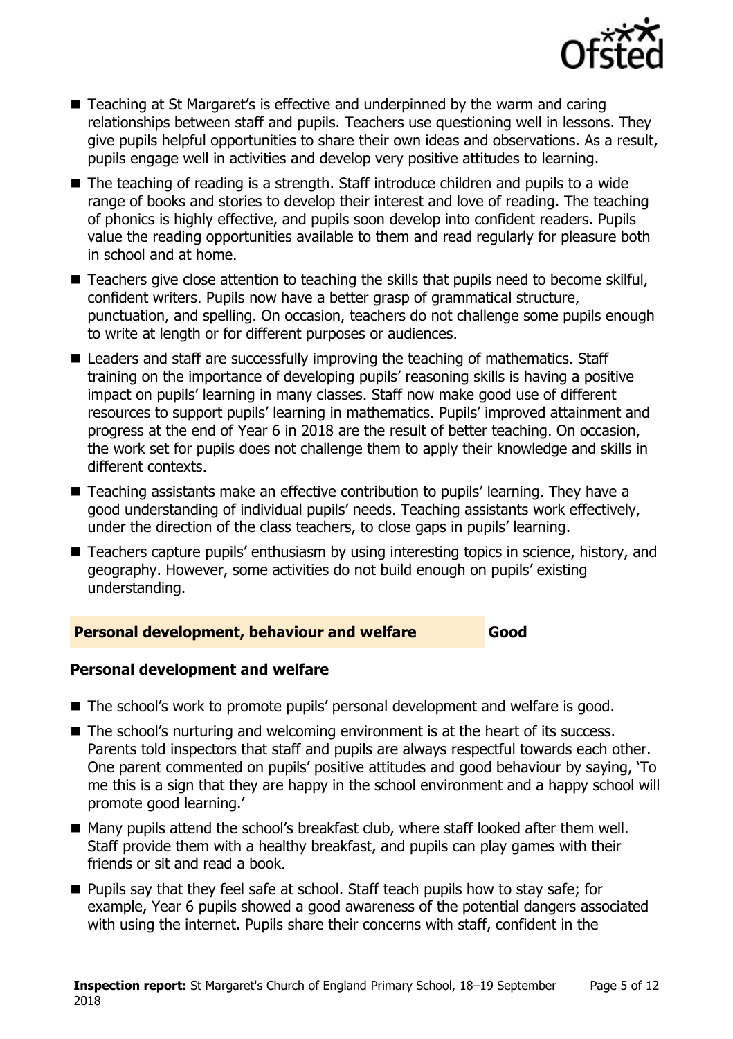- Teaching at St Margaret's is effective and underpinned by the warm and caring relationships between staff and pupils. Teachers use questioning well in lessons. They give pupils helpful opportunities to share their own ideas and observations. As a result, pupils engage well in activities and develop very positive attitudes to learning.
- The teaching of reading is a strength. Staff introduce children and pupils to a wide range of books and stories to develop their interest and love of reading. The teaching of phonics is highly effective, and pupils soon develop into confident readers. Pupils value the reading opportunities available to them and read regularly for pleasure both in school and at home.
- Teachers give close attention to teaching the skills that pupils need to become skilful, confident writers. Pupils now have a better grasp of grammatical structure, punctuation, and spelling. On occasion, teachers do not challenge some pupils enough to write at length or for different purposes or audiences.
- Leaders and staff are successfully improving the teaching of mathematics. Staff training on the importance of developing pupils' reasoning skills is having a positive impact on pupils' learning in many classes. Staff now make good use of different resources to support pupils' learning in mathematics. Pupils' improved attainment and progress at the end of Year 6 in 2018 are the result of better teaching. On occasion, the work set for pupils does not challenge them to apply their knowledge and skills in different contexts.
- Teaching assistants make an effective contribution to pupils' learning. They have a good understanding of individual pupils' needs. Teaching assistants work effectively, under the direction of the class teachers, to close gaps in pupils' learning.
- Teachers capture pupils' enthusiasm by using interesting topics in science, history, and geography. However, some activities do not build enough on pupils' existing understanding.

## Personal development, behaviour and welfare — Good

### Personal development and welfare

- The school's work to promote pupils' personal development and welfare is good.
- The school's nurturing and welcoming environment is at the heart of its success. Parents told inspectors that staff and pupils are always respectful towards each other. One parent commented on pupils' positive attitudes and good behaviour by saying, 'To me this is a sign that they are happy in the school environment and a happy school will promote good learning.'
- Many pupils attend the school's breakfast club, where staff looked after them well. Staff provide them with a healthy breakfast, and pupils can play games with their friends or sit and read a book.
- Pupils say that they feel safe at school. Staff teach pupils how to stay safe; for example, Year 6 pupils showed a good awareness of the potential dangers associated with using the internet. Pupils share their concerns with staff, confident in the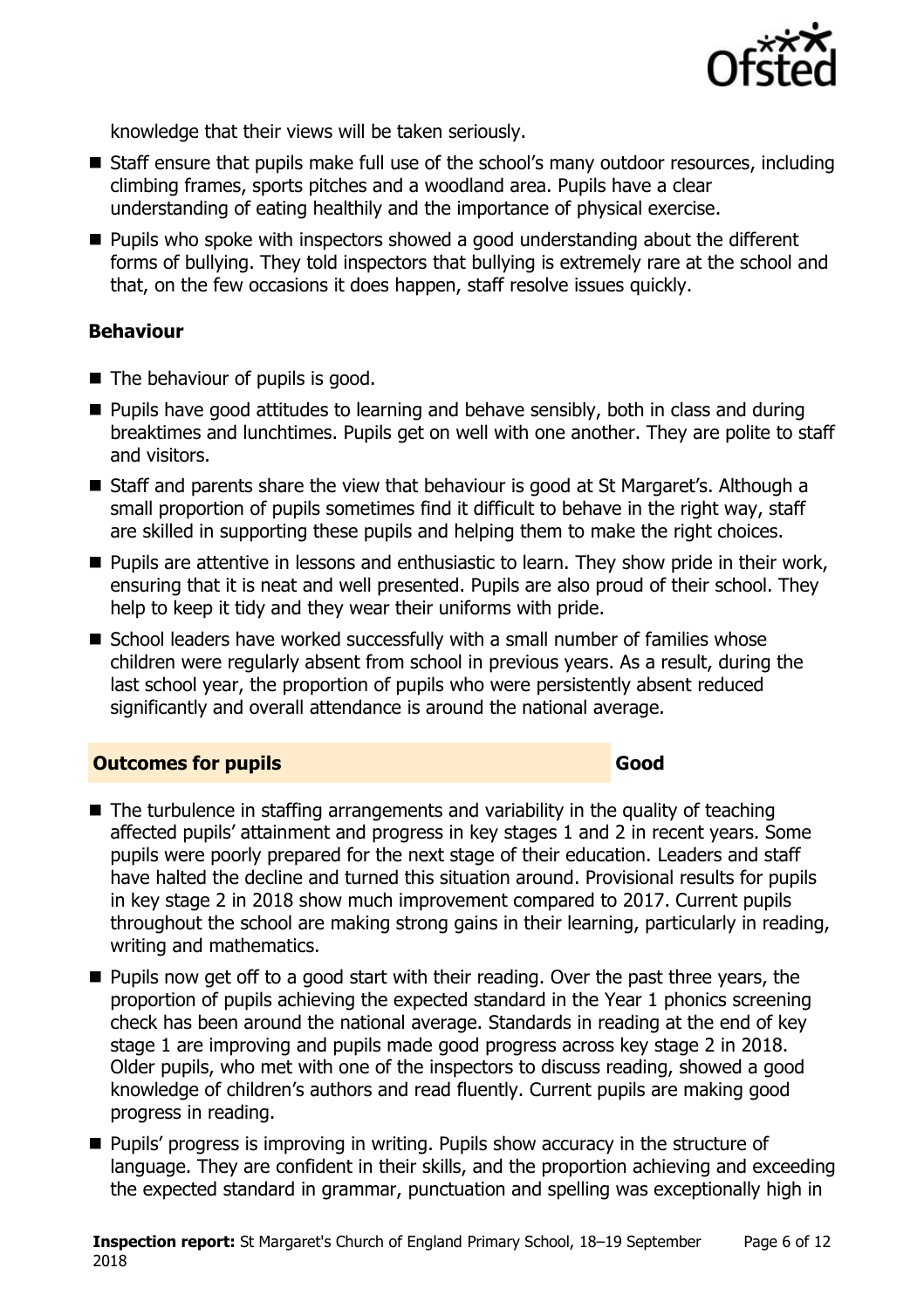knowledge that their views will be taken seriously.

- Staff ensure that pupils make full use of the school's many outdoor resources, including climbing frames, sports pitches and a woodland area. Pupils have a clear understanding of eating healthily and the importance of physical exercise.
- Pupils who spoke with inspectors showed a good understanding about the different forms of bullying. They told inspectors that bullying is extremely rare at the school and that, on the few occasions it does happen, staff resolve issues quickly.

### Behaviour

- The behaviour of pupils is good.
- Pupils have good attitudes to learning and behave sensibly, both in class and during breaktimes and lunchtimes. Pupils get on well with one another. They are polite to staff and visitors.
- Staff and parents share the view that behaviour is good at St Margaret's. Although a small proportion of pupils sometimes find it difficult to behave in the right way, staff are skilled in supporting these pupils and helping them to make the right choices.
- Pupils are attentive in lessons and enthusiastic to learn. They show pride in their work, ensuring that it is neat and well presented. Pupils are also proud of their school. They help to keep it tidy and they wear their uniforms with pride.
- School leaders have worked successfully with a small number of families whose children were regularly absent from school in previous years. As a result, during the last school year, the proportion of pupils who were persistently absent reduced significantly and overall attendance is around the national average.

## Outcomes for pupils — Good

- The turbulence in staffing arrangements and variability in the quality of teaching affected pupils' attainment and progress in key stages 1 and 2 in recent years. Some pupils were poorly prepared for the next stage of their education. Leaders and staff have halted the decline and turned this situation around. Provisional results for pupils in key stage 2 in 2018 show much improvement compared to 2017. Current pupils throughout the school are making strong gains in their learning, particularly in reading, writing and mathematics.
- Pupils now get off to a good start with their reading. Over the past three years, the proportion of pupils achieving the expected standard in the Year 1 phonics screening check has been around the national average. Standards in reading at the end of key stage 1 are improving and pupils made good progress across key stage 2 in 2018. Older pupils, who met with one of the inspectors to discuss reading, showed a good knowledge of children's authors and read fluently. Current pupils are making good progress in reading.
- Pupils' progress is improving in writing. Pupils show accuracy in the structure of language. They are confident in their skills, and the proportion achieving and exceeding the expected standard in grammar, punctuation and spelling was exceptionally high in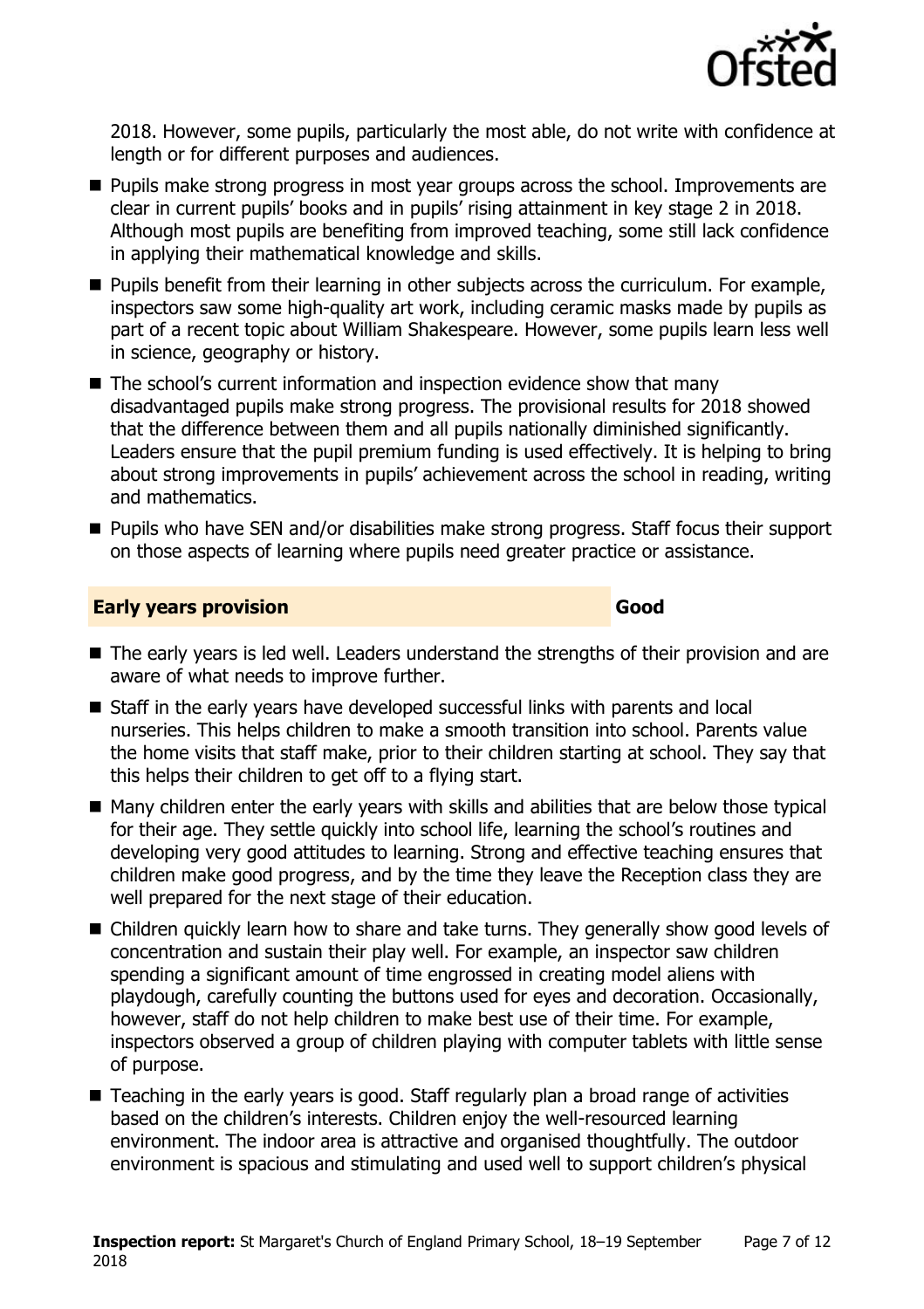2018. However, some pupils, particularly the most able, do not write with confidence at length or for different purposes and audiences.

- Pupils make strong progress in most year groups across the school. Improvements are clear in current pupils' books and in pupils' rising attainment in key stage 2 in 2018. Although most pupils are benefiting from improved teaching, some still lack confidence in applying their mathematical knowledge and skills.
- Pupils benefit from their learning in other subjects across the curriculum. For example, inspectors saw some high-quality art work, including ceramic masks made by pupils as part of a recent topic about William Shakespeare. However, some pupils learn less well in science, geography or history.
- The school's current information and inspection evidence show that many disadvantaged pupils make strong progress. The provisional results for 2018 showed that the difference between them and all pupils nationally diminished significantly. Leaders ensure that the pupil premium funding is used effectively. It is helping to bring about strong improvements in pupils' achievement across the school in reading, writing and mathematics.
- Pupils who have SEN and/or disabilities make strong progress. Staff focus their support on those aspects of learning where pupils need greater practice or assistance.

## Early years provision — Good

- The early years is led well. Leaders understand the strengths of their provision and are aware of what needs to improve further.
- Staff in the early years have developed successful links with parents and local nurseries. This helps children to make a smooth transition into school. Parents value the home visits that staff make, prior to their children starting at school. They say that this helps their children to get off to a flying start.
- Many children enter the early years with skills and abilities that are below those typical for their age. They settle quickly into school life, learning the school's routines and developing very good attitudes to learning. Strong and effective teaching ensures that children make good progress, and by the time they leave the Reception class they are well prepared for the next stage of their education.
- Children quickly learn how to share and take turns. They generally show good levels of concentration and sustain their play well. For example, an inspector saw children spending a significant amount of time engrossed in creating model aliens with playdough, carefully counting the buttons used for eyes and decoration. Occasionally, however, staff do not help children to make best use of their time. For example, inspectors observed a group of children playing with computer tablets with little sense of purpose.
- Teaching in the early years is good. Staff regularly plan a broad range of activities based on the children's interests. Children enjoy the well-resourced learning environment. The indoor area is attractive and organised thoughtfully. The outdoor environment is spacious and stimulating and used well to support children's physical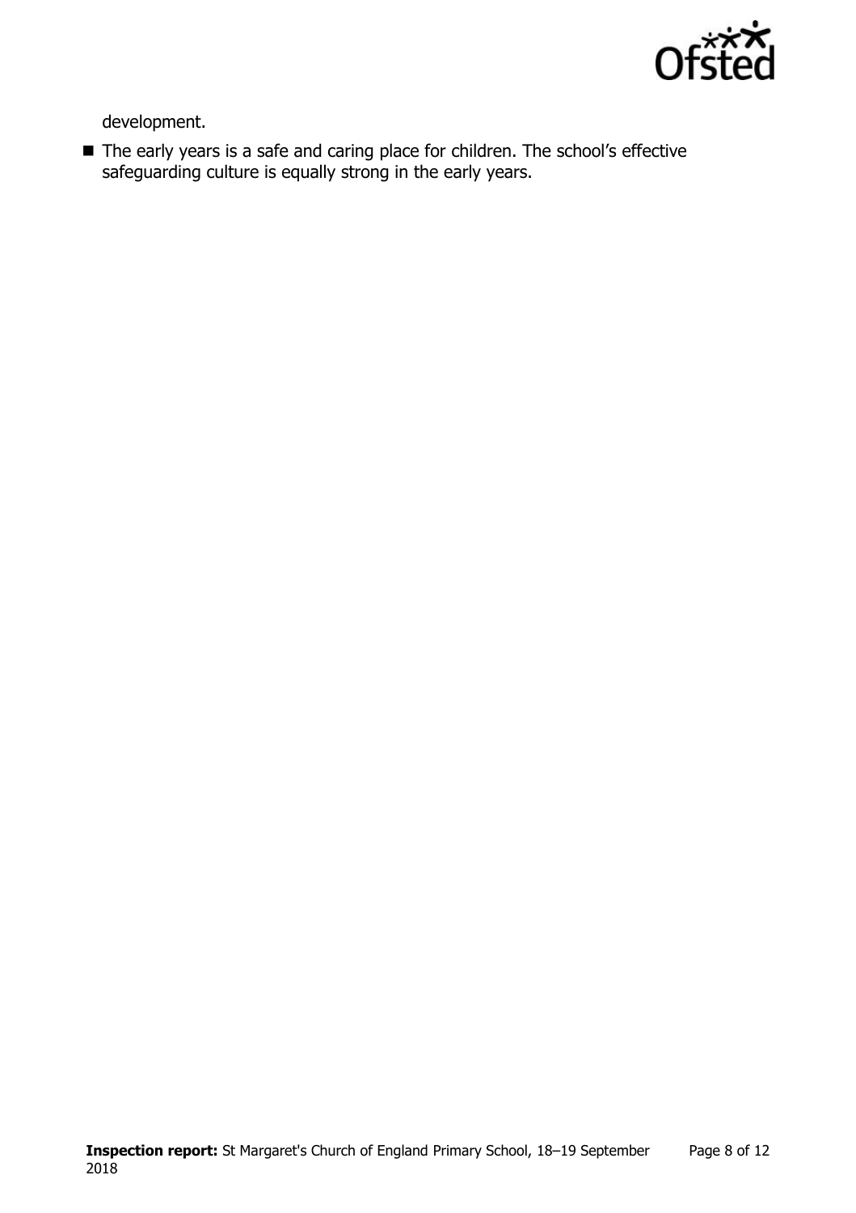development.

- The early years is a safe and caring place for children. The school's effective safeguarding culture is equally strong in the early years.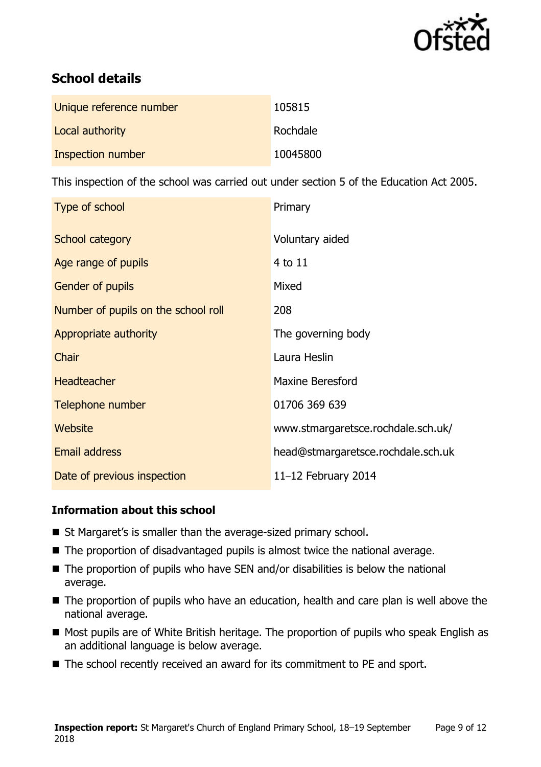## School details

| | |
|---|---|
| Unique reference number | 105815 |
| Local authority | Rochdale |
| Inspection number | 10045800 |

This inspection of the school was carried out under section 5 of the Education Act 2005.

| | |
|---|---|
| Type of school | Primary |
| School category | Voluntary aided |
| Age range of pupils | 4 to 11 |
| Gender of pupils | Mixed |
| Number of pupils on the school roll | 208 |
| Appropriate authority | The governing body |
| Chair | Laura Heslin |
| Headteacher | Maxine Beresford |
| Telephone number | 01706 369 639 |
| Website | www.stmargaretsce.rochdale.sch.uk/ |
| Email address | head@stmargaretsce.rochdale.sch.uk |
| Date of previous inspection | 11–12 February 2014 |

### Information about this school

- St Margaret's is smaller than the average-sized primary school.
- The proportion of disadvantaged pupils is almost twice the national average.
- The proportion of pupils who have SEN and/or disabilities is below the national average.
- The proportion of pupils who have an education, health and care plan is well above the national average.
- Most pupils are of White British heritage. The proportion of pupils who speak English as an additional language is below average.
- The school recently received an award for its commitment to PE and sport.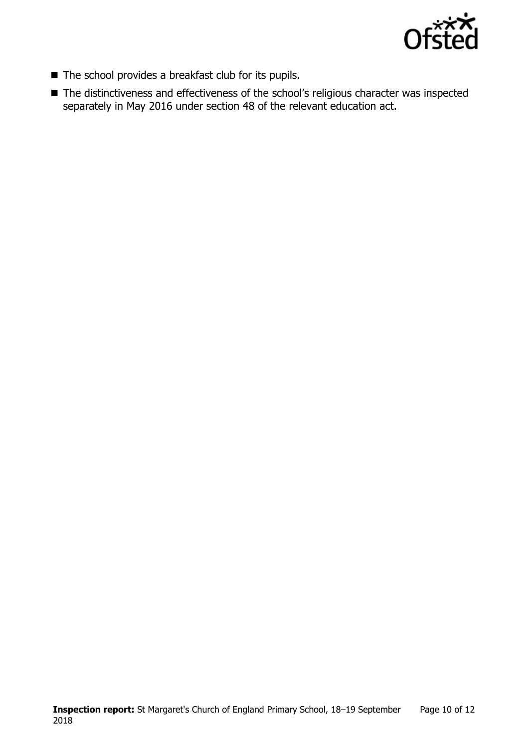- The school provides a breakfast club for its pupils.
- The distinctiveness and effectiveness of the school's religious character was inspected separately in May 2016 under section 48 of the relevant education act.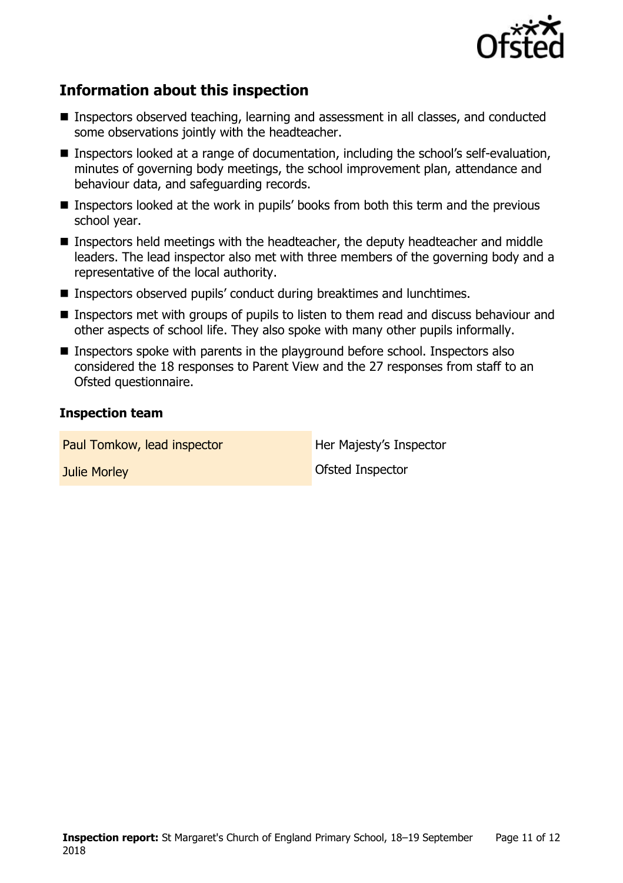## Information about this inspection

- Inspectors observed teaching, learning and assessment in all classes, and conducted some observations jointly with the headteacher.
- Inspectors looked at a range of documentation, including the school's self-evaluation, minutes of governing body meetings, the school improvement plan, attendance and behaviour data, and safeguarding records.
- Inspectors looked at the work in pupils' books from both this term and the previous school year.
- Inspectors held meetings with the headteacher, the deputy headteacher and middle leaders. The lead inspector also met with three members of the governing body and a representative of the local authority.
- Inspectors observed pupils' conduct during breaktimes and lunchtimes.
- Inspectors met with groups of pupils to listen to them read and discuss behaviour and other aspects of school life. They also spoke with many other pupils informally.
- Inspectors spoke with parents in the playground before school. Inspectors also considered the 18 responses to Parent View and the 27 responses from staff to an Ofsted questionnaire.

### Inspection team

| | |
|---|---|
| Paul Tomkow, lead inspector | Her Majesty's Inspector |
| Julie Morley | Ofsted Inspector |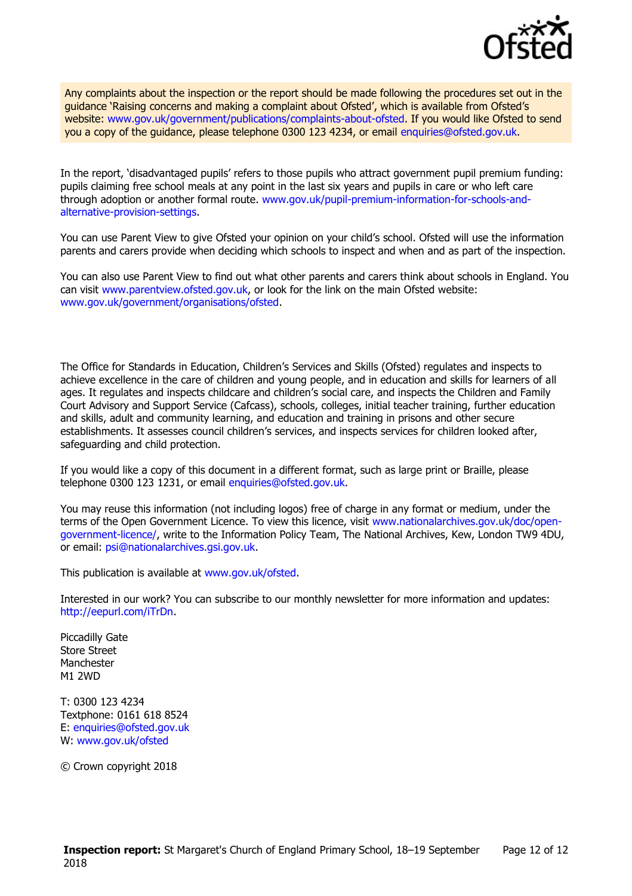Any complaints about the inspection or the report should be made following the procedures set out in the guidance 'Raising concerns and making a complaint about Ofsted', which is available from Ofsted's website: www.gov.uk/government/publications/complaints-about-ofsted. If you would like Ofsted to send you a copy of the guidance, please telephone 0300 123 4234, or email enquiries@ofsted.gov.uk.

In the report, 'disadvantaged pupils' refers to those pupils who attract government pupil premium funding: pupils claiming free school meals at any point in the last six years and pupils in care or who left care through adoption or another formal route. www.gov.uk/pupil-premium-information-for-schools-and-alternative-provision-settings.

You can use Parent View to give Ofsted your opinion on your child's school. Ofsted will use the information parents and carers provide when deciding which schools to inspect and when and as part of the inspection.

You can also use Parent View to find out what other parents and carers think about schools in England. You can visit www.parentview.ofsted.gov.uk, or look for the link on the main Ofsted website: www.gov.uk/government/organisations/ofsted.

The Office for Standards in Education, Children's Services and Skills (Ofsted) regulates and inspects to achieve excellence in the care of children and young people, and in education and skills for learners of all ages. It regulates and inspects childcare and children's social care, and inspects the Children and Family Court Advisory and Support Service (Cafcass), schools, colleges, initial teacher training, further education and skills, adult and community learning, and education and training in prisons and other secure establishments. It assesses council children's services, and inspects services for children looked after, safeguarding and child protection.

If you would like a copy of this document in a different format, such as large print or Braille, please telephone 0300 123 1231, or email enquiries@ofsted.gov.uk.

You may reuse this information (not including logos) free of charge in any format or medium, under the terms of the Open Government Licence. To view this licence, visit www.nationalarchives.gov.uk/doc/open-government-licence/, write to the Information Policy Team, The National Archives, Kew, London TW9 4DU, or email: psi@nationalarchives.gsi.gov.uk.

This publication is available at www.gov.uk/ofsted.

Interested in our work? You can subscribe to our monthly newsletter for more information and updates: http://eepurl.com/iTrDn.

Piccadilly Gate
Store Street
Manchester
M1 2WD

T: 0300 123 4234
Textphone: 0161 618 8524
E: enquiries@ofsted.gov.uk
W: www.gov.uk/ofsted

© Crown copyright 2018